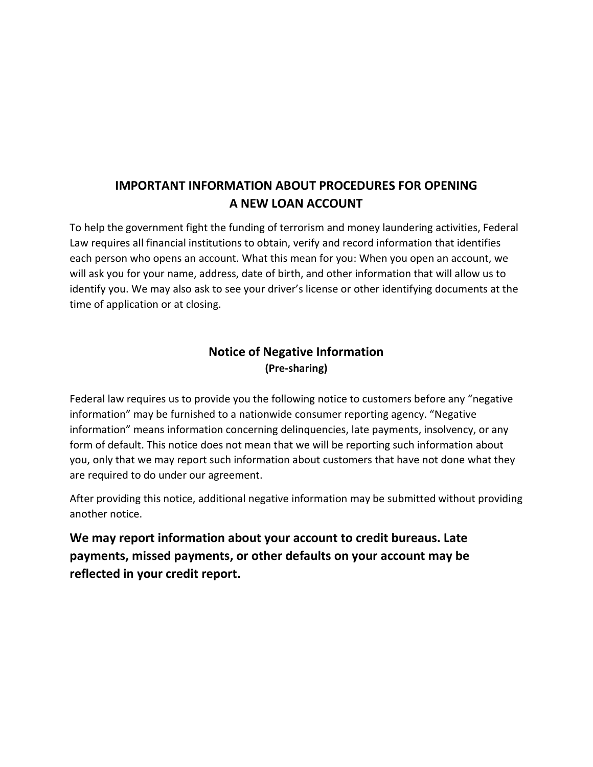## IMPORTANT INFORMATION ABOUT PROCEDURES FOR OPENING A NEW LOAN ACCOUNT

To help the government fight the funding of terrorism and money laundering activities, Federal Law requires all financial institutions to obtain, verify and record information that identifies each person who opens an account. What this mean for you: When you open an account, we will ask you for your name, address, date of birth, and other information that will allow us to identify you. We may also ask to see your driver's license or other identifying documents at the time of application or at closing.

## Notice of Negative Information

**(Pre-sharing)**

Federal law requires us to provide you the following notice to customers before any "negative information" may be furnished to a nationwide consumer reporting agency. "Negative information" means information concerning delinquencies, late payments, insolvency, or any form of default. This notice does not mean that we will be reporting such information about you, only that we may report such information about customers that have not done what they are required to do under our agreement.

After providing this notice, additional negative information may be submitted without providing another notice.

**We may report information about your account to credit bureaus. Late payments, missed payments, or other defaults on your account may be reflected in your credit report.**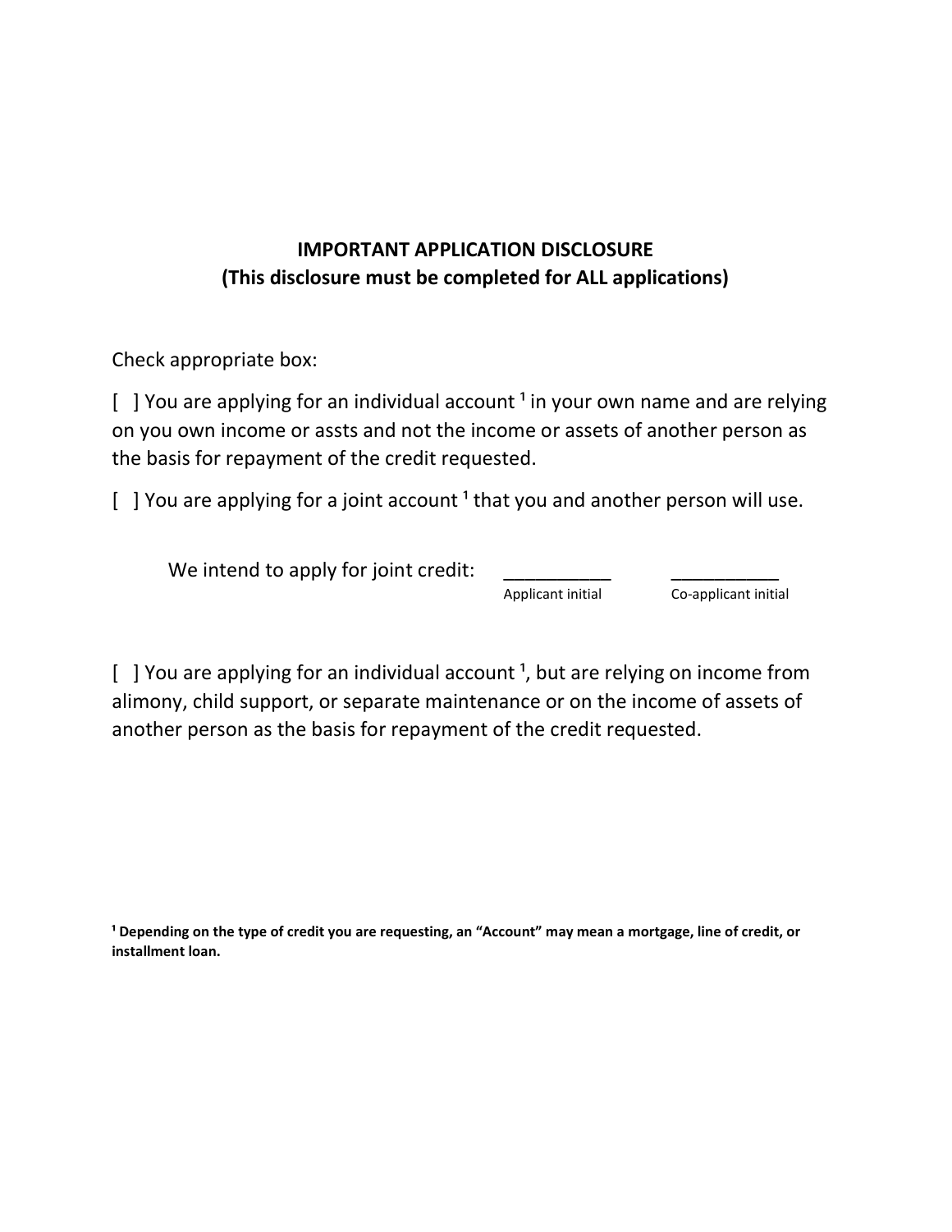**IMPORTANT APPLICATION DISCLOSURE**
**(This disclosure must be completed for ALL applications)**

Check appropriate box:

[ ] You are applying for an individual account [1] in your own name and are relying on you own income or assts and not the income or assets of another person as the basis for repayment of the credit requested.

[ ] You are applying for a joint account [1] that you and another person will use.

We intend to apply for joint credit: __________ (Applicant initial) __________ (Co-applicant initial)

[ ] You are applying for an individual account [1], but are relying on income from alimony, child support, or separate maintenance or on the income of assets of another person as the basis for repayment of the credit requested.

**[1] Depending on the type of credit you are requesting, an "Account" may mean a mortgage, line of credit, or installment loan.**